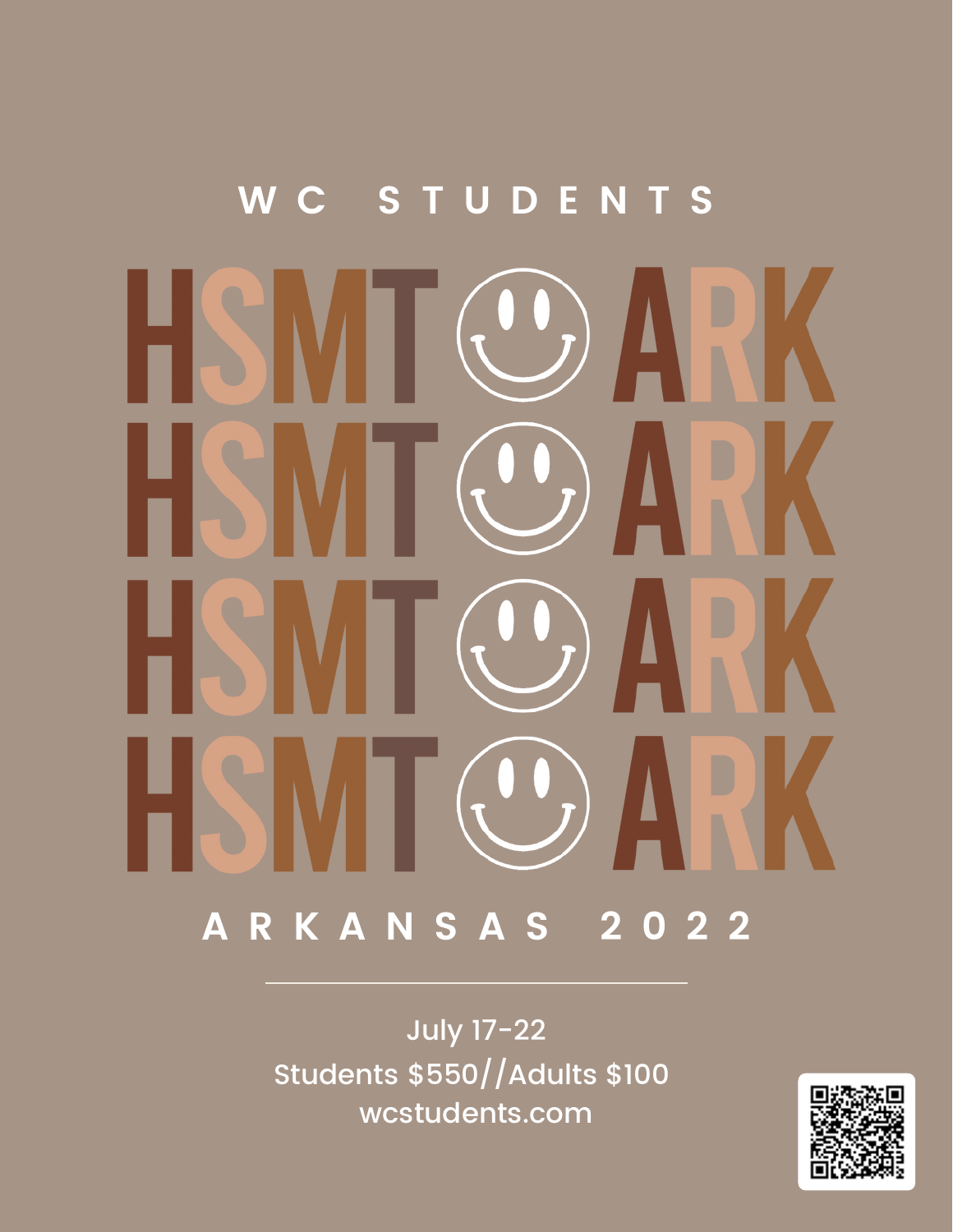WC STUDENTS

# HSMT ☺ ARK
# HSMT ☺ ARK
# HSMT ☺ ARK
# HSMT ☺ ARK

ARKANSAS 2022

---

July 17-22

Students $550//Adults $100

wcstudents.com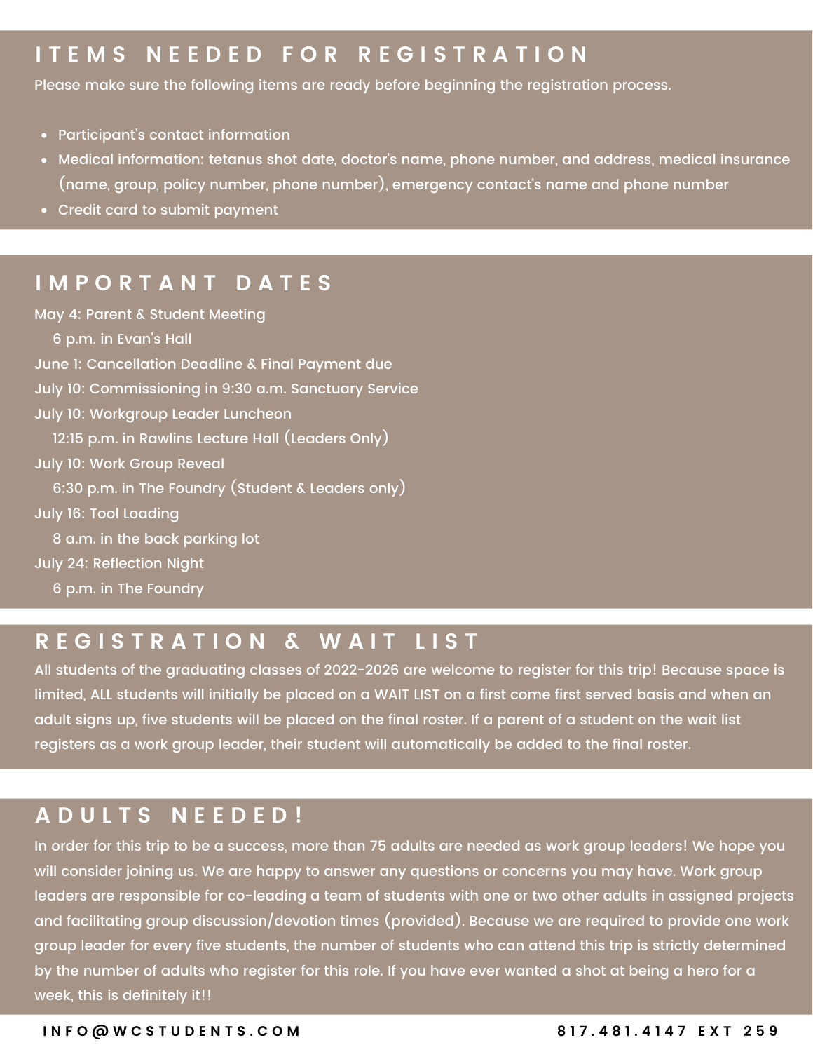## ITEMS NEEDED FOR REGISTRATION

Please make sure the following items are ready before beginning the registration process.

- Participant's contact information
- Medical information: tetanus shot date, doctor's name, phone number, and address, medical insurance (name, group, policy number, phone number), emergency contact's name and phone number
- Credit card to submit payment

## IMPORTANT DATES

May 4: Parent & Student Meeting
  6 p.m. in Evan's Hall
June 1: Cancellation Deadline & Final Payment due
July 10: Commissioning in 9:30 a.m. Sanctuary Service
July 10: Workgroup Leader Luncheon
  12:15 p.m. in Rawlins Lecture Hall (Leaders Only)
July 10: Work Group Reveal
  6:30 p.m. in The Foundry (Student & Leaders only)
July 16: Tool Loading
  8 a.m. in the back parking lot
July 24: Reflection Night
  6 p.m. in The Foundry

## REGISTRATION & WAIT LIST

All students of the graduating classes of 2022-2026 are welcome to register for this trip! Because space is limited, ALL students will initially be placed on a WAIT LIST on a first come first served basis and when an adult signs up, five students will be placed on the final roster. If a parent of a student on the wait list registers as a work group leader, their student will automatically be added to the final roster.

## ADULTS NEEDED!

In order for this trip to be a success, more than 75 adults are needed as work group leaders! We hope you will consider joining us. We are happy to answer any questions or concerns you may have. Work group leaders are responsible for co-leading a team of students with one or two other adults in assigned projects and facilitating group discussion/devotion times (provided). Because we are required to provide one work group leader for every five students, the number of students who can attend this trip is strictly determined by the number of adults who register for this role. If you have ever wanted a shot at being a hero for a week, this is definitely it!!

INFO@WCSTUDENTS.COM

817.481.4147 EXT 259